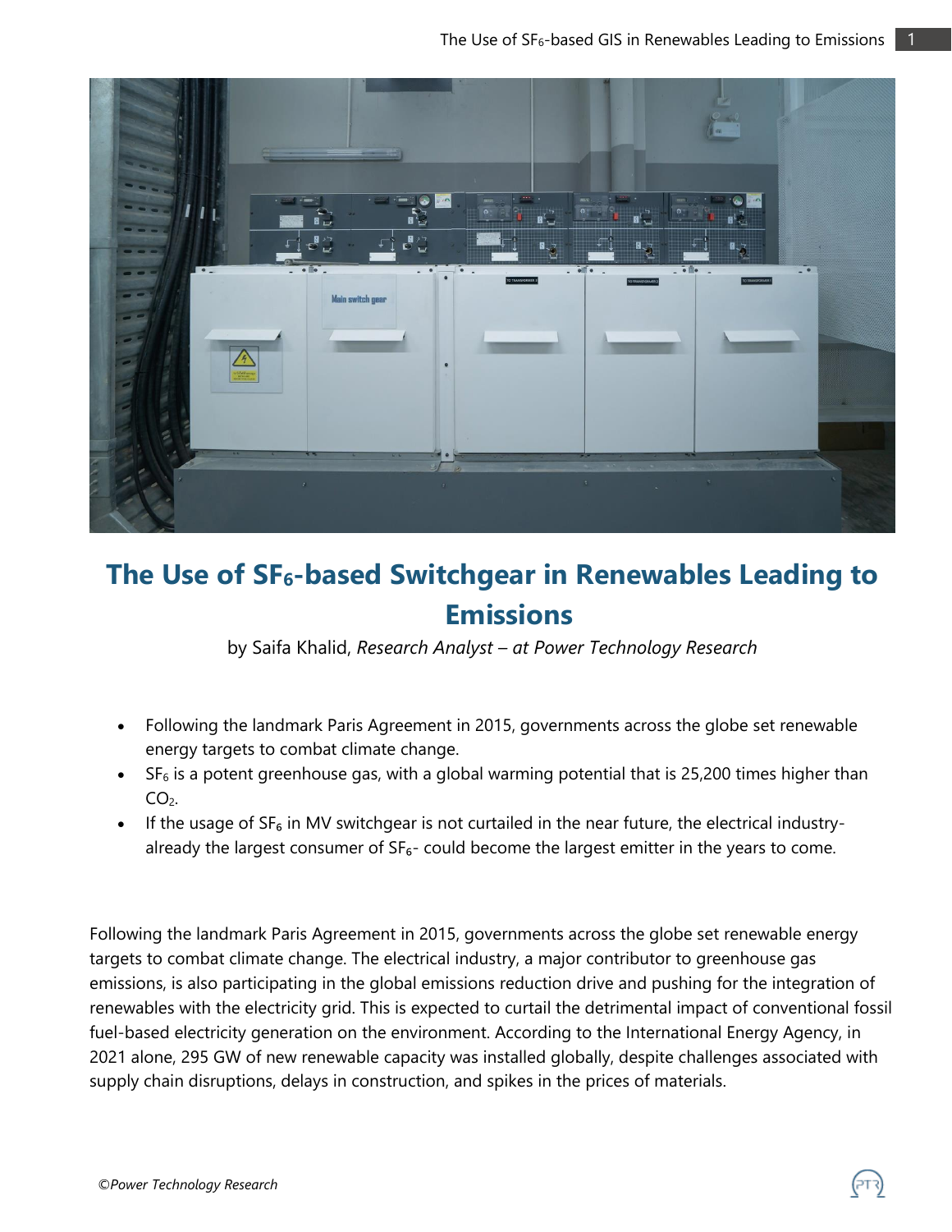# The Use of $SF_6$-based Switchgear in Renewables Leading to Emissions

by Saifa Khalid, *Research Analyst – at Power Technology Research*

- Following the landmark Paris Agreement in 2015, governments across the globe set renewable energy targets to combat climate change.
- $SF_6$ is a potent greenhouse gas, with a global warming potential that is 25,200 times higher than $CO_2$.
- If the usage of $SF_6$ in MV switchgear is not curtailed in the near future, the electrical industry- already the largest consumer of $SF_6$- could become the largest emitter in the years to come.

Following the landmark Paris Agreement in 2015, governments across the globe set renewable energy targets to combat climate change. The electrical industry, a major contributor to greenhouse gas emissions, is also participating in the global emissions reduction drive and pushing for the integration of renewables with the electricity grid. This is expected to curtail the detrimental impact of conventional fossil fuel-based electricity generation on the environment. According to the International Energy Agency, in 2021 alone, 295 GW of new renewable capacity was installed globally, despite challenges associated with supply chain disruptions, delays in construction, and spikes in the prices of materials.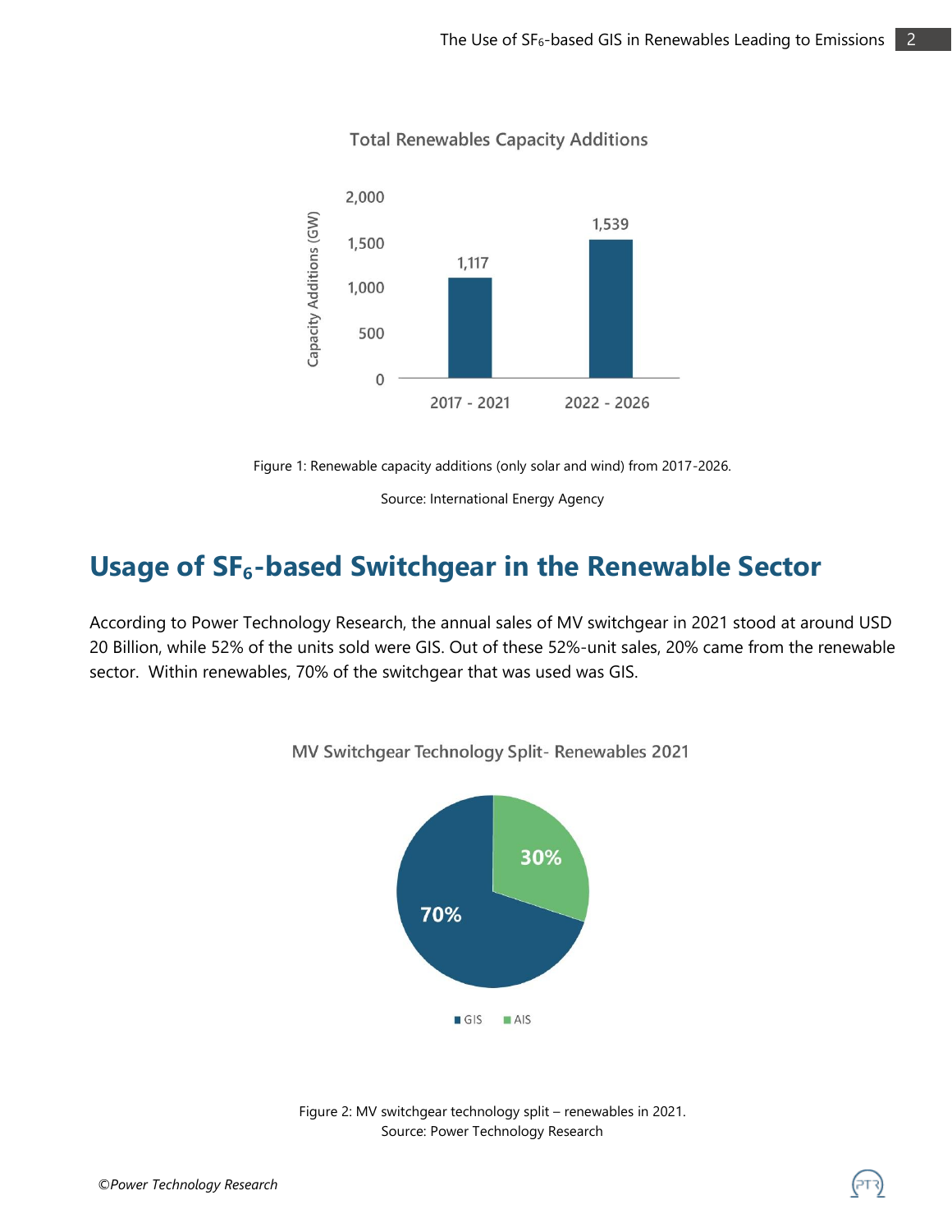Total Renewables Capacity Additions

| Period | Capacity Additions (GW) |
| --- | --- |
| 2017 - 2021 | 1,117 |
| 2022 - 2026 | 1,539 |

Figure 1: Renewable capacity additions (only solar and wind) from 2017-2026.

Source: International Energy Agency

## Usage of $SF_6$-based Switchgear in the Renewable Sector

According to Power Technology Research, the annual sales of MV switchgear in 2021 stood at around USD 20 Billion, while 52% of the units sold were GIS. Out of these 52%-unit sales, 20% came from the renewable sector. Within renewables, 70% of the switchgear that was used was GIS.

MV Switchgear Technology Split- Renewables 2021

| Technology | Share |
| --- | --- |
| GIS | 70% |
| AIS | 30% |

Figure 2: MV switchgear technology split – renewables in 2021.
Source: Power Technology Research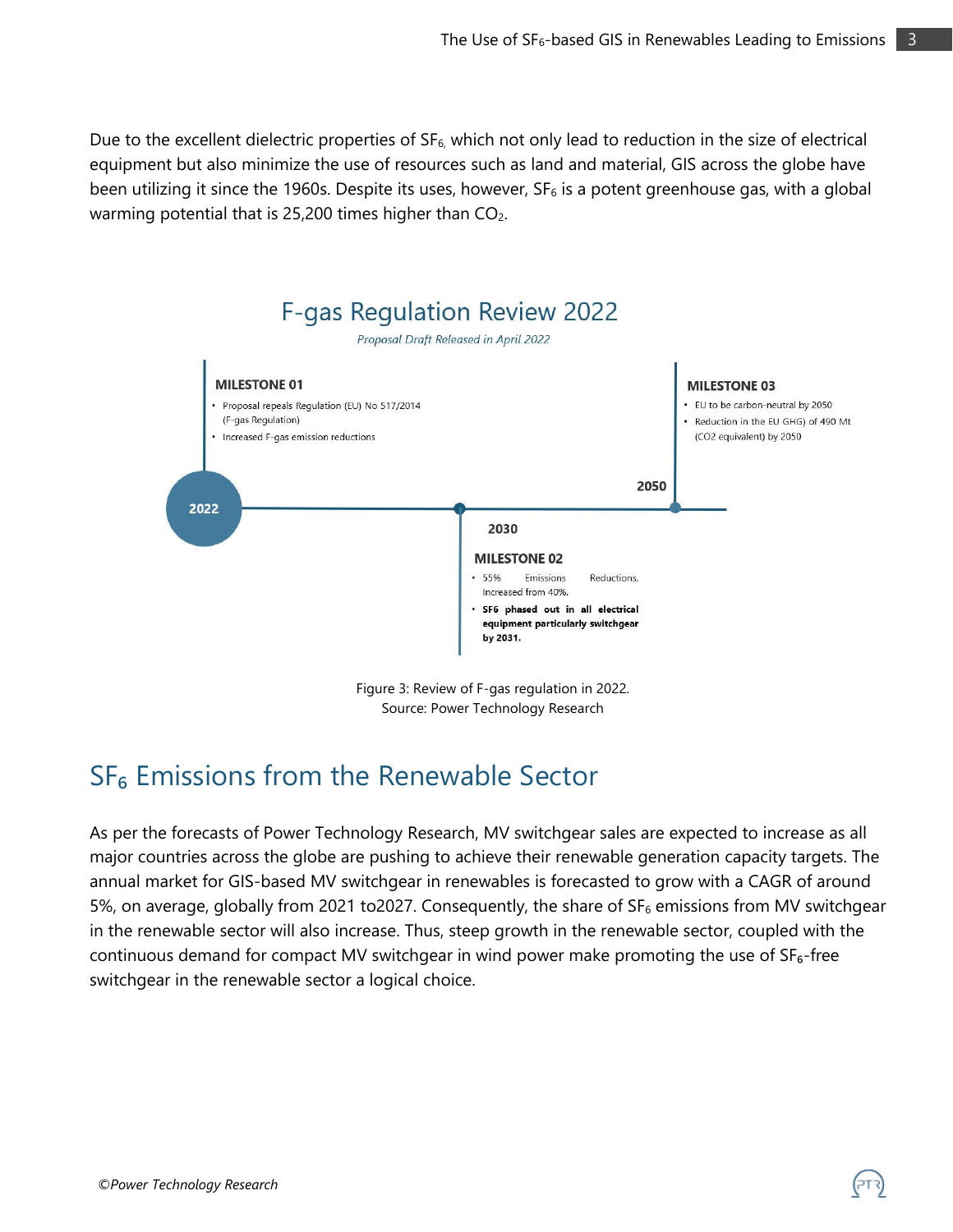Due to the excellent dielectric properties of $SF_6$, which not only lead to reduction in the size of electrical equipment but also minimize the use of resources such as land and material, GIS across the globe have been utilizing it since the 1960s. Despite its uses, however, $SF_6$ is a potent greenhouse gas, with a global warming potential that is 25,200 times higher than $CO_2$.

## F-gas Regulation Review 2022

*Proposal Draft Released in April 2022*

**2022**

**MILESTONE 01**
- Proposal repeals Regulation (EU) No 517/2014 (F-gas Regulation)
- Increased F-gas emission reductions

**2030**

**MILESTONE 02**
- 55% Emissions Reductions, Increased from 40%.
- **SF6 phased out in all electrical equipment particularly switchgear by 2031.**

**2050**

**MILESTONE 03**
- EU to be carbon-neutral by 2050
- Reduction in the EU GHG) of 490 Mt (CO2 equivalent) by 2050

Figure 3: Review of F-gas regulation in 2022.
Source: Power Technology Research

# $SF_6$ Emissions from the Renewable Sector

As per the forecasts of Power Technology Research, MV switchgear sales are expected to increase as all major countries across the globe are pushing to achieve their renewable generation capacity targets. The annual market for GIS-based MV switchgear in renewables is forecasted to grow with a CAGR of around 5%, on average, globally from 2021 to2027. Consequently, the share of $SF_6$ emissions from MV switchgear in the renewable sector will also increase. Thus, steep growth in the renewable sector, coupled with the continuous demand for compact MV switchgear in wind power make promoting the use of $SF_6$-free switchgear in the renewable sector a logical choice.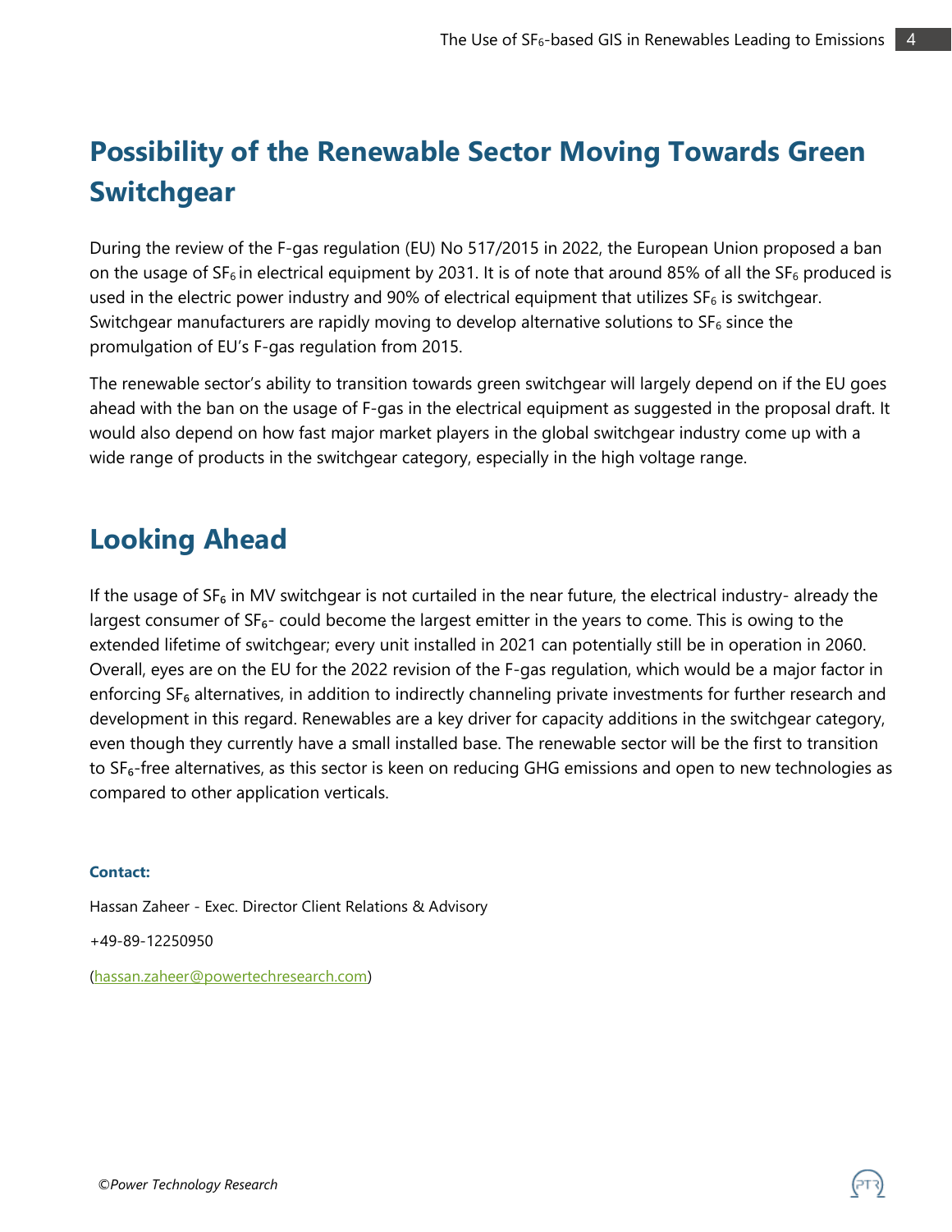## Possibility of the Renewable Sector Moving Towards Green Switchgear

During the review of the F-gas regulation (EU) No 517/2015 in 2022, the European Union proposed a ban on the usage of $SF_6$ in electrical equipment by 2031. It is of note that around 85% of all the $SF_6$ produced is used in the electric power industry and 90% of electrical equipment that utilizes $SF_6$ is switchgear. Switchgear manufacturers are rapidly moving to develop alternative solutions to $SF_6$ since the promulgation of EU's F-gas regulation from 2015.

The renewable sector's ability to transition towards green switchgear will largely depend on if the EU goes ahead with the ban on the usage of F-gas in the electrical equipment as suggested in the proposal draft. It would also depend on how fast major market players in the global switchgear industry come up with a wide range of products in the switchgear category, especially in the high voltage range.

## Looking Ahead

If the usage of $SF_6$ in MV switchgear is not curtailed in the near future, the electrical industry- already the largest consumer of $SF_6$- could become the largest emitter in the years to come. This is owing to the extended lifetime of switchgear; every unit installed in 2021 can potentially still be in operation in 2060. Overall, eyes are on the EU for the 2022 revision of the F-gas regulation, which would be a major factor in enforcing $SF_6$ alternatives, in addition to indirectly channeling private investments for further research and development in this regard. Renewables are a key driver for capacity additions in the switchgear category, even though they currently have a small installed base. The renewable sector will be the first to transition to $SF_6$-free alternatives, as this sector is keen on reducing GHG emissions and open to new technologies as compared to other application verticals.

**Contact:**

Hassan Zaheer - Exec. Director Client Relations & Advisory

+49-89-12250950

(hassan.zaheer@powertechresearch.com)